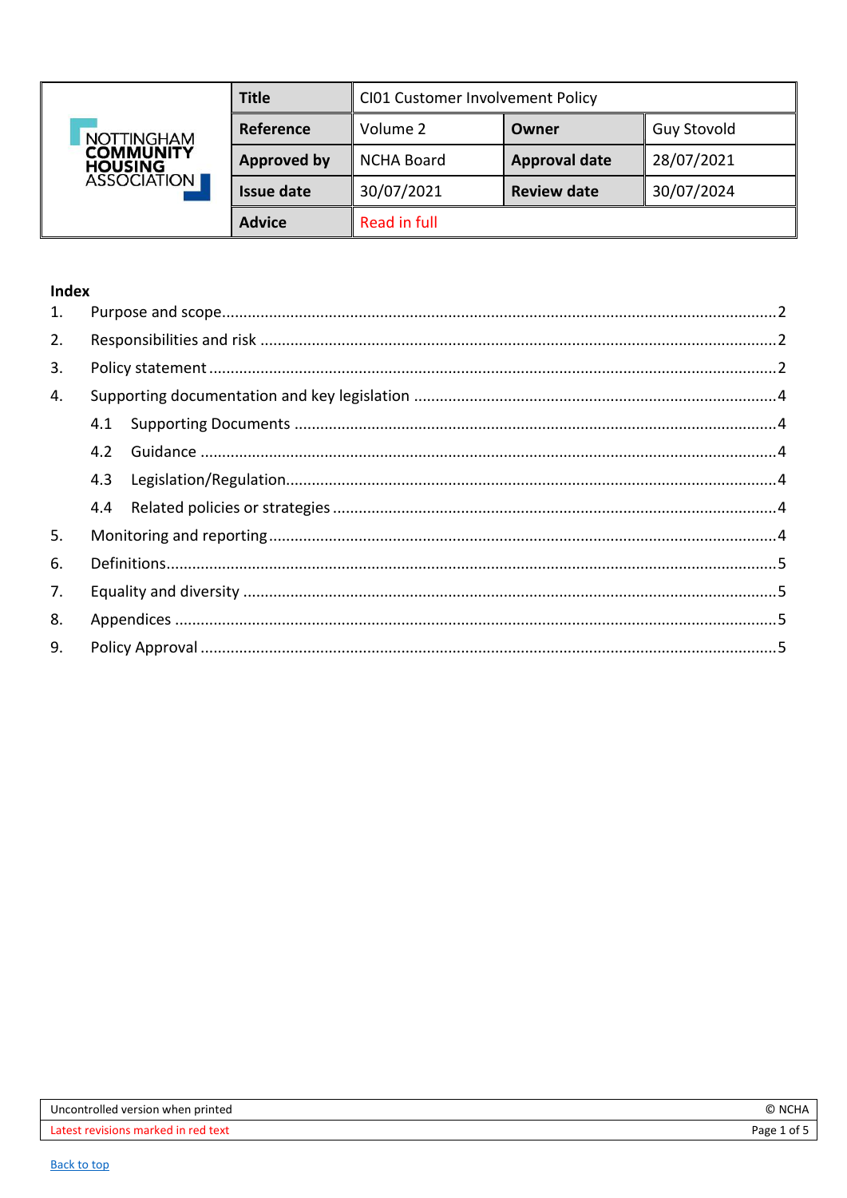| NOTTINGHAM COMMUNITY HOUSING ASSOCIATION | Title | CI01 Customer Involvement Policy | | |
|---|---|---|---|---|
| | Reference | Volume 2 | Owner | Guy Stovold |
| | Approved by | NCHA Board | Approval date | 28/07/2021 |
| | Issue date | 30/07/2021 | Review date | 30/07/2024 |
| | Advice | Read in full | | |

**Index**

1. Purpose and scope ..... 2
2. Responsibilities and risk ..... 2
3. Policy statement ..... 2
4. Supporting documentation and key legislation ..... 4
   - 4.1 Supporting Documents ..... 4
   - 4.2 Guidance ..... 4
   - 4.3 Legislation/Regulation ..... 4
   - 4.4 Related policies or strategies ..... 4
5. Monitoring and reporting ..... 4
6. Definitions ..... 5
7. Equality and diversity ..... 5
8. Appendices ..... 5
9. Policy Approval ..... 5

Uncontrolled version when printed — © NCHA

Latest revisions marked in red text

Back to top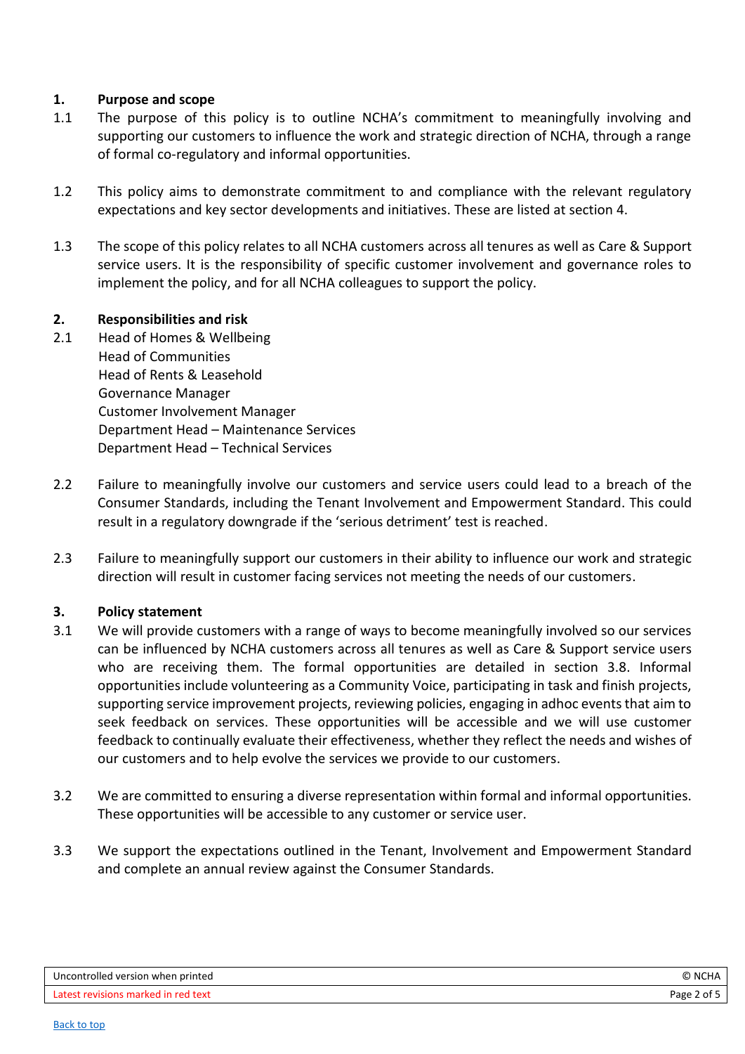## 1. Purpose and scope

1.1 The purpose of this policy is to outline NCHA's commitment to meaningfully involving and supporting our customers to influence the work and strategic direction of NCHA, through a range of formal co-regulatory and informal opportunities.

1.2 This policy aims to demonstrate commitment to and compliance with the relevant regulatory expectations and key sector developments and initiatives. These are listed at section 4.

1.3 The scope of this policy relates to all NCHA customers across all tenures as well as Care & Support service users. It is the responsibility of specific customer involvement and governance roles to implement the policy, and for all NCHA colleagues to support the policy.

## 2. Responsibilities and risk

2.1 Head of Homes & Wellbeing
Head of Communities
Head of Rents & Leasehold
Governance Manager
Customer Involvement Manager
Department Head – Maintenance Services
Department Head – Technical Services

2.2 Failure to meaningfully involve our customers and service users could lead to a breach of the Consumer Standards, including the Tenant Involvement and Empowerment Standard. This could result in a regulatory downgrade if the 'serious detriment' test is reached.

2.3 Failure to meaningfully support our customers in their ability to influence our work and strategic direction will result in customer facing services not meeting the needs of our customers.

## 3. Policy statement

3.1 We will provide customers with a range of ways to become meaningfully involved so our services can be influenced by NCHA customers across all tenures as well as Care & Support service users who are receiving them. The formal opportunities are detailed in section 3.8. Informal opportunities include volunteering as a Community Voice, participating in task and finish projects, supporting service improvement projects, reviewing policies, engaging in adhoc events that aim to seek feedback on services. These opportunities will be accessible and we will use customer feedback to continually evaluate their effectiveness, whether they reflect the needs and wishes of our customers and to help evolve the services we provide to our customers.

3.2 We are committed to ensuring a diverse representation within formal and informal opportunities. These opportunities will be accessible to any customer or service user.

3.3 We support the expectations outlined in the Tenant, Involvement and Empowerment Standard and complete an annual review against the Consumer Standards.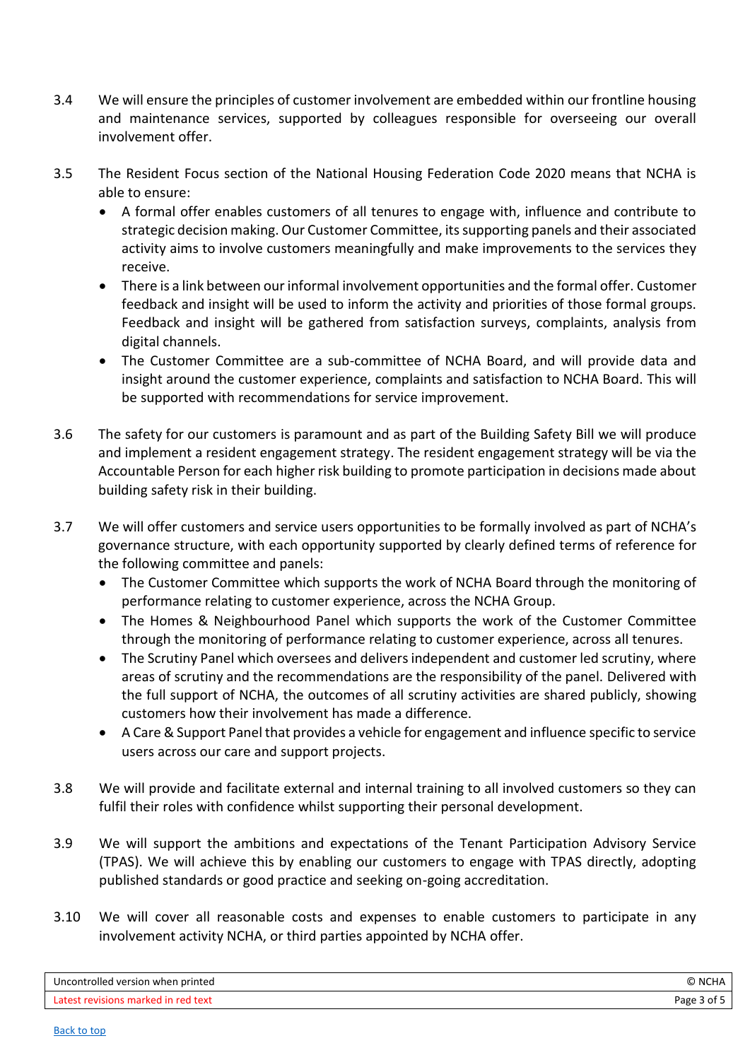3.4 We will ensure the principles of customer involvement are embedded within our frontline housing and maintenance services, supported by colleagues responsible for overseeing our overall involvement offer.

3.5 The Resident Focus section of the National Housing Federation Code 2020 means that NCHA is able to ensure:

- A formal offer enables customers of all tenures to engage with, influence and contribute to strategic decision making. Our Customer Committee, its supporting panels and their associated activity aims to involve customers meaningfully and make improvements to the services they receive.
- There is a link between our informal involvement opportunities and the formal offer. Customer feedback and insight will be used to inform the activity and priorities of those formal groups. Feedback and insight will be gathered from satisfaction surveys, complaints, analysis from digital channels.
- The Customer Committee are a sub-committee of NCHA Board, and will provide data and insight around the customer experience, complaints and satisfaction to NCHA Board. This will be supported with recommendations for service improvement.

3.6 The safety for our customers is paramount and as part of the Building Safety Bill we will produce and implement a resident engagement strategy. The resident engagement strategy will be via the Accountable Person for each higher risk building to promote participation in decisions made about building safety risk in their building.

3.7 We will offer customers and service users opportunities to be formally involved as part of NCHA's governance structure, with each opportunity supported by clearly defined terms of reference for the following committee and panels:

- The Customer Committee which supports the work of NCHA Board through the monitoring of performance relating to customer experience, across the NCHA Group.
- The Homes & Neighbourhood Panel which supports the work of the Customer Committee through the monitoring of performance relating to customer experience, across all tenures.
- The Scrutiny Panel which oversees and delivers independent and customer led scrutiny, where areas of scrutiny and the recommendations are the responsibility of the panel. Delivered with the full support of NCHA, the outcomes of all scrutiny activities are shared publicly, showing customers how their involvement has made a difference.
- A Care & Support Panel that provides a vehicle for engagement and influence specific to service users across our care and support projects.

3.8 We will provide and facilitate external and internal training to all involved customers so they can fulfil their roles with confidence whilst supporting their personal development.

3.9 We will support the ambitions and expectations of the Tenant Participation Advisory Service (TPAS). We will achieve this by enabling our customers to engage with TPAS directly, adopting published standards or good practice and seeking on-going accreditation.

3.10 We will cover all reasonable costs and expenses to enable customers to participate in any involvement activity NCHA, or third parties appointed by NCHA offer.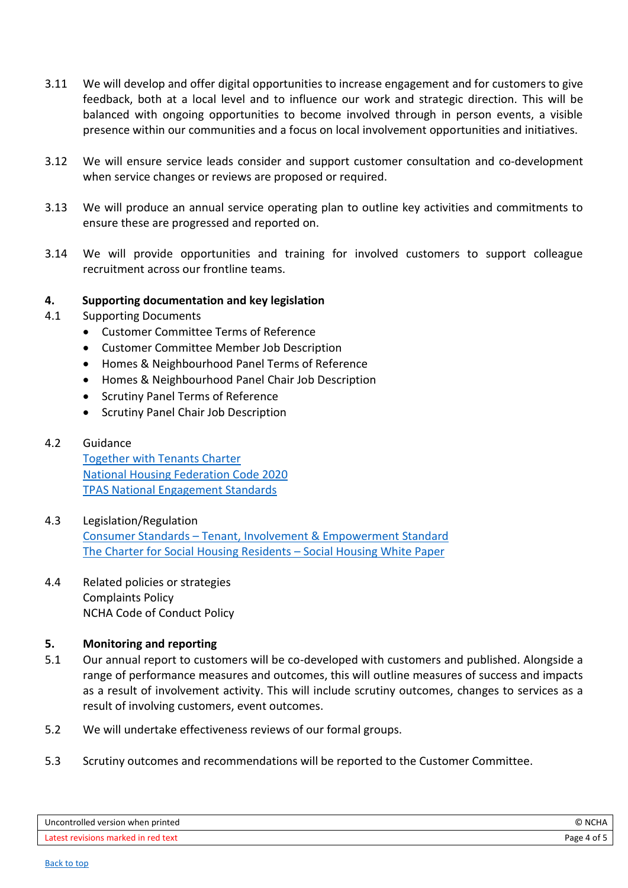3.11 We will develop and offer digital opportunities to increase engagement and for customers to give feedback, both at a local level and to influence our work and strategic direction. This will be balanced with ongoing opportunities to become involved through in person events, a visible presence within our communities and a focus on local involvement opportunities and initiatives.

3.12 We will ensure service leads consider and support customer consultation and co-development when service changes or reviews are proposed or required.

3.13 We will produce an annual service operating plan to outline key activities and commitments to ensure these are progressed and reported on.

3.14 We will provide opportunities and training for involved customers to support colleague recruitment across our frontline teams.

## 4. Supporting documentation and key legislation

4.1 Supporting Documents

- Customer Committee Terms of Reference
- Customer Committee Member Job Description
- Homes & Neighbourhood Panel Terms of Reference
- Homes & Neighbourhood Panel Chair Job Description
- Scrutiny Panel Terms of Reference
- Scrutiny Panel Chair Job Description

4.2 Guidance
Together with Tenants Charter
National Housing Federation Code 2020
TPAS National Engagement Standards

4.3 Legislation/Regulation
Consumer Standards – Tenant, Involvement & Empowerment Standard
The Charter for Social Housing Residents – Social Housing White Paper

4.4 Related policies or strategies
Complaints Policy
NCHA Code of Conduct Policy

## 5. Monitoring and reporting

5.1 Our annual report to customers will be co-developed with customers and published. Alongside a range of performance measures and outcomes, this will outline measures of success and impacts as a result of involvement activity. This will include scrutiny outcomes, changes to services as a result of involving customers, event outcomes.

5.2 We will undertake effectiveness reviews of our formal groups.

5.3 Scrutiny outcomes and recommendations will be reported to the Customer Committee.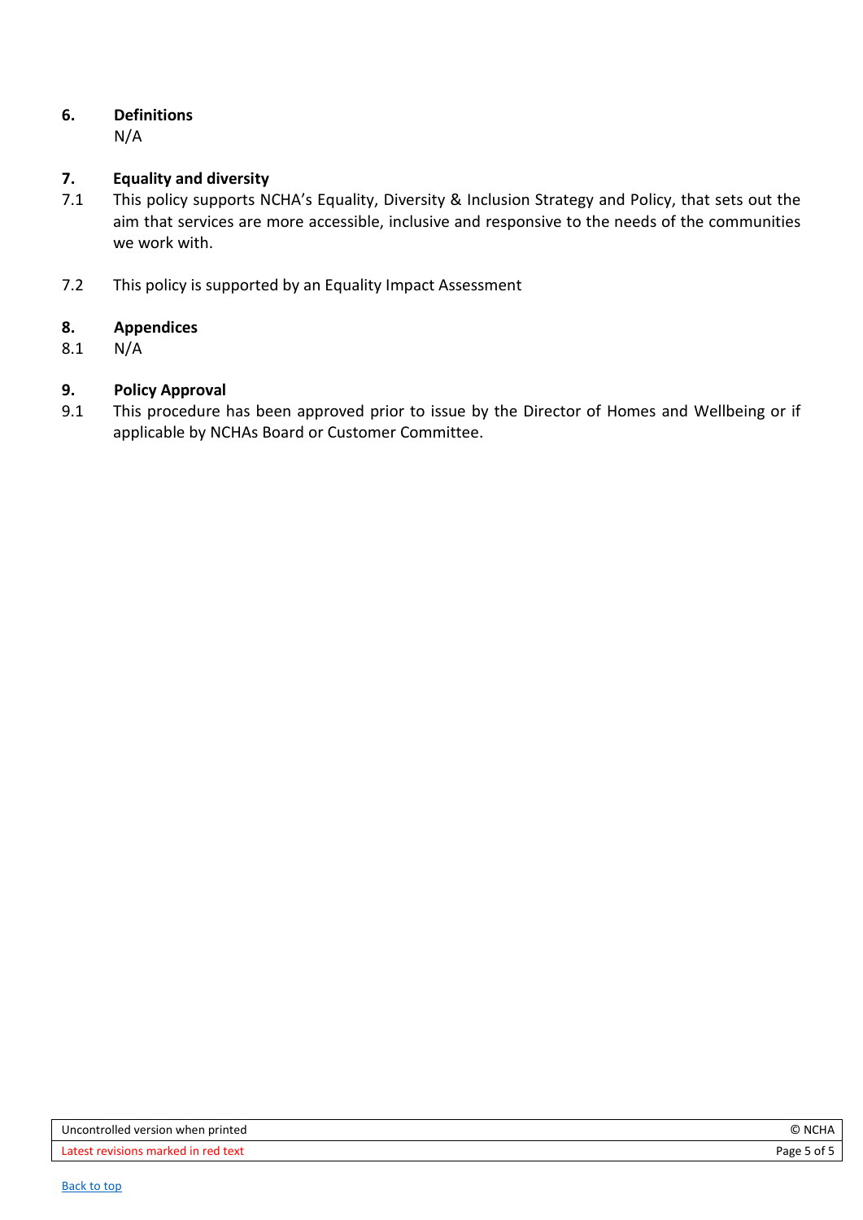## 6. Definitions

N/A

## 7. Equality and diversity

7.1 This policy supports NCHA's Equality, Diversity & Inclusion Strategy and Policy, that sets out the aim that services are more accessible, inclusive and responsive to the needs of the communities we work with.

7.2 This policy is supported by an Equality Impact Assessment

## 8. Appendices

8.1 N/A

## 9. Policy Approval

9.1 This procedure has been approved prior to issue by the Director of Homes and Wellbeing or if applicable by NCHAs Board or Customer Committee.